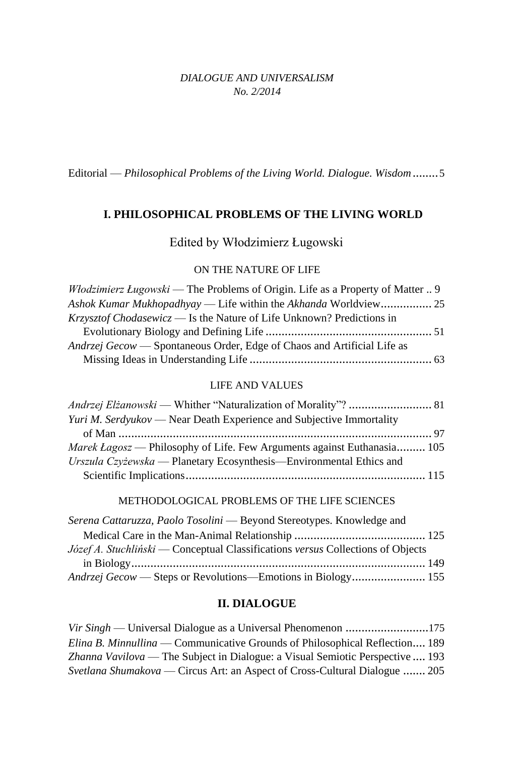*DIALOGUE AND UNIVERSALISM*
*No. 2/2014*

Editorial — *Philosophical Problems of the Living World. Dialogue. Wisdom* ........ 5

## I. PHILOSOPHICAL PROBLEMS OF THE LIVING WORLD

Edited by Włodzimierz Ługowski

### ON THE NATURE OF LIFE

*Włodzimierz Ługowski* — The Problems of Origin. Life as a Property of Matter .. 9

*Ashok Kumar Mukhopadhyay* — Life within the *Akhanda* Worldview................ 25

*Krzysztof Chodasewicz* — Is the Nature of Life Unknown? Predictions in Evolutionary Biology and Defining Life .................................................... 51

*Andrzej Gecow* — Spontaneous Order, Edge of Chaos and Artificial Life as Missing Ideas in Understanding Life ......................................................... 63

### LIFE AND VALUES

*Andrzej Elżanowski* — Whither "Naturalization of Morality"? .......................... 81

*Yuri M. Serdyukov* — Near Death Experience and Subjective Immortality of Man ................................................................................................. 97

*Marek Łagosz* — Philosophy of Life. Few Arguments against Euthanasia......... 105

*Urszula Czyżewska* — Planetary Ecosynthesis—Environmental Ethics and Scientific Implications........................................................................... 115

### METHODOLOGICAL PROBLEMS OF THE LIFE SCIENCES

*Serena Cattaruzza, Paolo Tosolini* — Beyond Stereotypes. Knowledge and Medical Care in the Man-Animal Relationship ......................................... 125

*Józef A. Stuchliński* — Conceptual Classifications *versus* Collections of Objects in Biology............................................................................................ 149

*Andrzej Gecow* — Steps or Revolutions—Emotions in Biology....................... 155

## II. DIALOGUE

*Vir Singh* — Universal Dialogue as a Universal Phenomenon ..........................175

*Elina B. Minnullina* — Communicative Grounds of Philosophical Reflection.... 189

*Zhanna Vavilova* — The Subject in Dialogue: a Visual Semiotic Perspective .... 193

*Svetlana Shumakova* — Circus Art: an Aspect of Cross-Cultural Dialogue ....... 205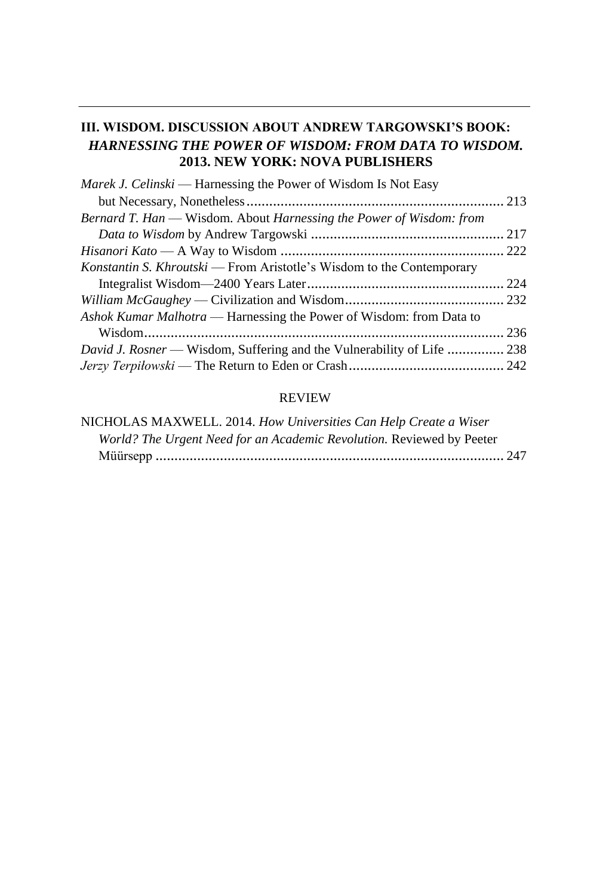## III. WISDOM. DISCUSSION ABOUT ANDREW TARGOWSKI'S BOOK: *HARNESSING THE POWER OF WISDOM: FROM DATA TO WISDOM.* 2013. NEW YORK: NOVA PUBLISHERS

*Marek J. Celinski* — Harnessing the Power of Wisdom Is Not Easy but Necessary, Nonetheless .................................................................... 213

*Bernard T. Han* — Wisdom. About *Harnessing the Power of Wisdom: from Data to Wisdom* by Andrew Targowski .................................................. 217

*Hisanori Kato* — A Way to Wisdom ............................................................ 222

*Konstantin S. Khroutski* — From Aristotle's Wisdom to the Contemporary Integralist Wisdom—2400 Years Later .................................................... 224

*William McGaughey* — Civilization and Wisdom .......................................... 232

*Ashok Kumar Malhotra* — Harnessing the Power of Wisdom: from Data to Wisdom ............................................................................................ 236

*David J. Rosner* — Wisdom, Suffering and the Vulnerability of Life ............... 238

*Jerzy Terpiłowski* — The Return to Eden or Crash ......................................... 242

### REVIEW

NICHOLAS MAXWELL. 2014. *How Universities Can Help Create a Wiser World? The Urgent Need for an Academic Revolution.* Reviewed by Peeter Müürsepp ............................................................................................ 247